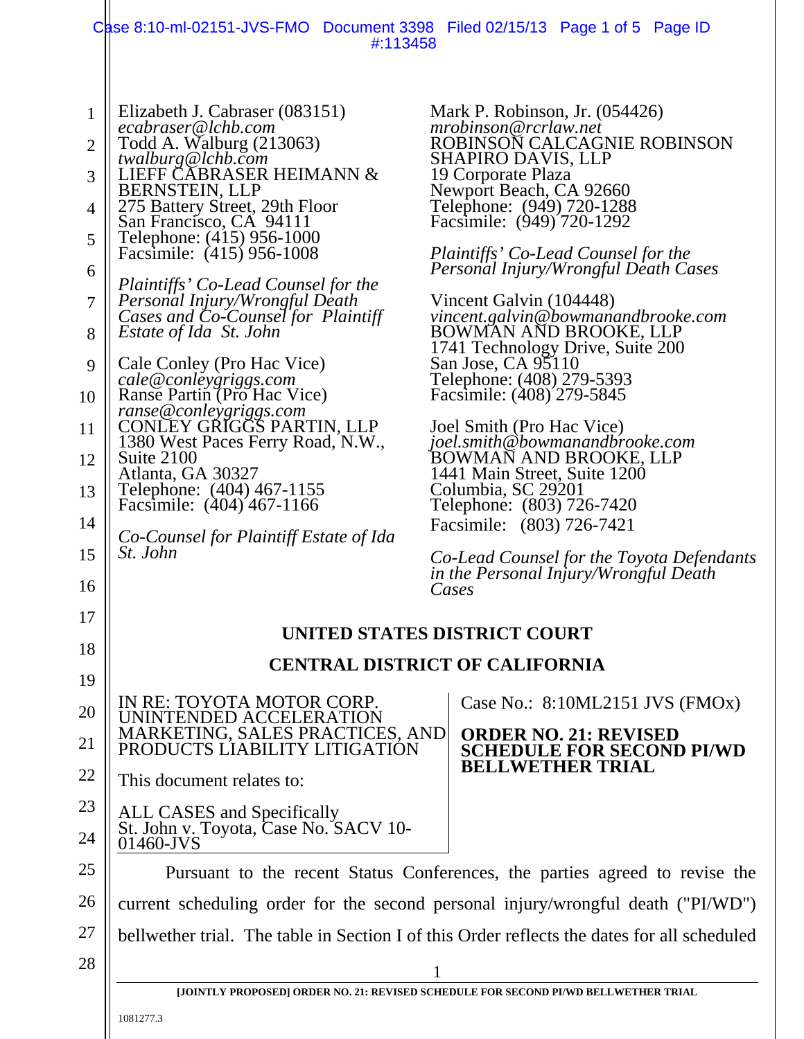Elizabeth J. Cabraser (083151)
*ecabraser@lchb.com*
Todd A. Walburg (213063)
*twalburg@lchb.com*
LIEFF CABRASER HEIMANN & BERNSTEIN, LLP
275 Battery Street, 29th Floor
San Francisco, CA 94111
Telephone: (415) 956-1000
Facsimile: (415) 956-1008

*Plaintiffs' Co-Lead Counsel for the Personal Injury/Wrongful Death Cases and Co-Counsel for Plaintiff Estate of Ida St. John*

Cale Conley (Pro Hac Vice)
*cale@conleygriggs.com*
Ranse Partin (Pro Hac Vice)
*ranse@conleygriggs.com*
CONLEY GRIGGS PARTIN, LLP
1380 West Paces Ferry Road, N.W., Suite 2100
Atlanta, GA 30327
Telephone: (404) 467-1155
Facsimile: (404) 467-1166

*Co-Counsel for Plaintiff Estate of Ida St. John*

Mark P. Robinson, Jr. (054426)
*mrobinson@rcrlaw.net*
ROBINSON CALCAGNIE ROBINSON SHAPIRO DAVIS, LLP
19 Corporate Plaza
Newport Beach, CA 92660
Telephone: (949) 720-1288
Facsimile: (949) 720-1292

*Plaintiffs' Co-Lead Counsel for the Personal Injury/Wrongful Death Cases*

Vincent Galvin (104448)
*vincent.galvin@bowmanandbrooke.com*
BOWMAN AND BROOKE, LLP
1741 Technology Drive, Suite 200
San Jose, CA 95110
Telephone: (408) 279-5393
Facsimile: (408) 279-5845

Joel Smith (Pro Hac Vice)
*joel.smith@bowmanandbrooke.com*
BOWMAN AND BROOKE, LLP
1441 Main Street, Suite 1200
Columbia, SC 29201
Telephone: (803) 726-7420
Facsimile: (803) 726-7421

*Co-Lead Counsel for the Toyota Defendants in the Personal Injury/Wrongful Death Cases*

**UNITED STATES DISTRICT COURT**

**CENTRAL DISTRICT OF CALIFORNIA**

IN RE: TOYOTA MOTOR CORP. UNINTENDED ACCELERATION MARKETING, SALES PRACTICES, AND PRODUCTS LIABILITY LITIGATION

This document relates to:

ALL CASES and Specifically
St. John v. Toyota, Case No. SACV 10-01460-JVS

Case No.: 8:10ML2151 JVS (FMOx)

**ORDER NO. 21: REVISED SCHEDULE FOR SECOND PI/WD BELLWETHER TRIAL**

Pursuant to the recent Status Conferences, the parties agreed to revise the current scheduling order for the second personal injury/wrongful death ("PI/WD") bellwether trial. The table in Section I of this Order reflects the dates for all scheduled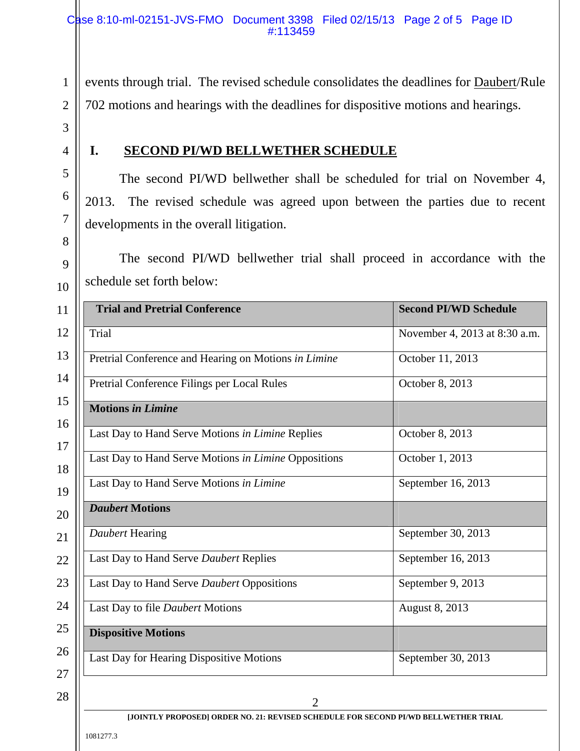events through trial. The revised schedule consolidates the deadlines for Daubert/Rule 702 motions and hearings with the deadlines for dispositive motions and hearings.

## I. SECOND PI/WD BELLWETHER SCHEDULE

The second PI/WD bellwether shall be scheduled for trial on November 4, 2013. The revised schedule was agreed upon between the parties due to recent developments in the overall litigation.

The second PI/WD bellwether trial shall proceed in accordance with the schedule set forth below:

| Trial and Pretrial Conference | Second PI/WD Schedule |
|---|---|
| Trial | November 4, 2013 at 8:30 a.m. |
| Pretrial Conference and Hearing on Motions *in Limine* | October 11, 2013 |
| Pretrial Conference Filings per Local Rules | October 8, 2013 |
| **Motions *in Limine*** | |
| Last Day to Hand Serve Motions *in Limine* Replies | October 8, 2013 |
| Last Day to Hand Serve Motions *in Limine* Oppositions | October 1, 2013 |
| Last Day to Hand Serve Motions *in Limine* | September 16, 2013 |
| ***Daubert* Motions** | |
| *Daubert* Hearing | September 30, 2013 |
| Last Day to Hand Serve *Daubert* Replies | September 16, 2013 |
| Last Day to Hand Serve *Daubert* Oppositions | September 9, 2013 |
| Last Day to file *Daubert* Motions | August 8, 2013 |
| **Dispositive Motions** | |
| Last Day for Hearing Dispositive Motions | September 30, 2013 |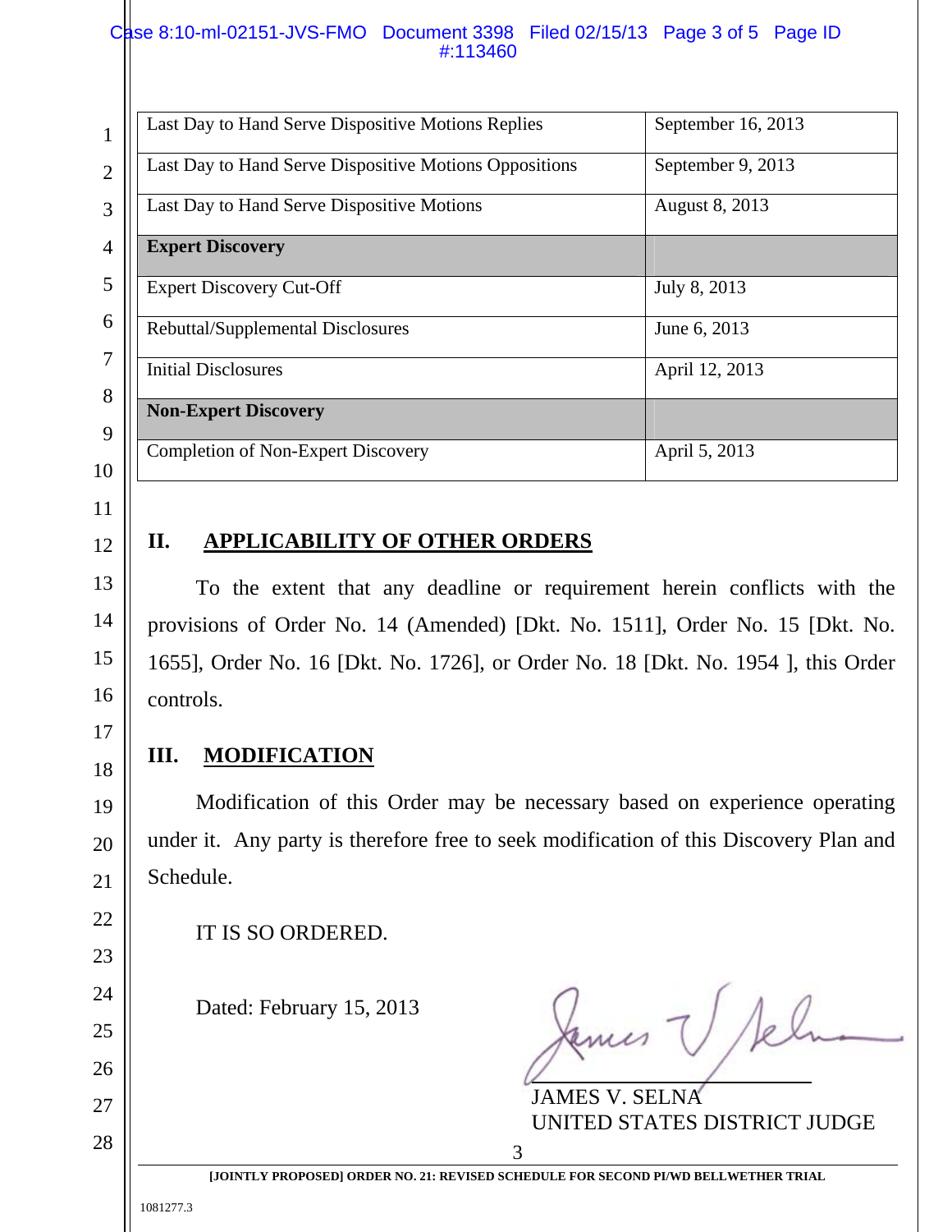| | |
|---|---|
| Last Day to Hand Serve Dispositive Motions Replies | September 16, 2013 |
| Last Day to Hand Serve Dispositive Motions Oppositions | September 9, 2013 |
| Last Day to Hand Serve Dispositive Motions | August 8, 2013 |
| **Expert Discovery** | |
| Expert Discovery Cut-Off | July 8, 2013 |
| Rebuttal/Supplemental Disclosures | June 6, 2013 |
| Initial Disclosures | April 12, 2013 |
| **Non-Expert Discovery** | |
| Completion of Non-Expert Discovery | April 5, 2013 |

## II. APPLICABILITY OF OTHER ORDERS

To the extent that any deadline or requirement herein conflicts with the provisions of Order No. 14 (Amended) [Dkt. No. 1511], Order No. 15 [Dkt. No. 1655], Order No. 16 [Dkt. No. 1726], or Order No. 18 [Dkt. No. 1954 ], this Order controls.

## III. MODIFICATION

Modification of this Order may be necessary based on experience operating under it. Any party is therefore free to seek modification of this Discovery Plan and Schedule.

IT IS SO ORDERED.

Dated: February 15, 2013

JAMES V. SELNA
UNITED STATES DISTRICT JUDGE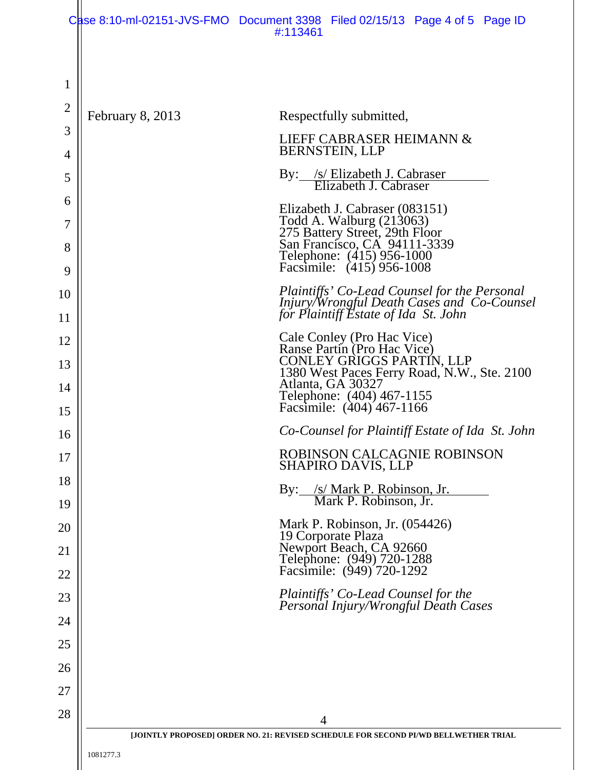February 8, 2013

Respectfully submitted,

LIEFF CABRASER HEIMANN & BERNSTEIN, LLP

By: /s/ Elizabeth J. Cabraser
Elizabeth J. Cabraser

Elizabeth J. Cabraser (083151)
Todd A. Walburg (213063)
275 Battery Street, 29th Floor
San Francisco, CA 94111-3339
Telephone: (415) 956-1000
Facsimile: (415) 956-1008

*Plaintiffs' Co-Lead Counsel for the Personal Injury/Wrongful Death Cases and Co-Counsel for Plaintiff Estate of Ida St. John*

Cale Conley (Pro Hac Vice)
Ranse Partin (Pro Hac Vice)
CONLEY GRIGGS PARTIN, LLP
1380 West Paces Ferry Road, N.W., Ste. 2100
Atlanta, GA 30327
Telephone: (404) 467-1155
Facsimile: (404) 467-1166

*Co-Counsel for Plaintiff Estate of Ida St. John*

ROBINSON CALCAGNIE ROBINSON SHAPIRO DAVIS, LLP

By: /s/ Mark P. Robinson, Jr.
Mark P. Robinson, Jr.

Mark P. Robinson, Jr. (054426)
19 Corporate Plaza
Newport Beach, CA 92660
Telephone: (949) 720-1288
Facsimile: (949) 720-1292

*Plaintiffs' Co-Lead Counsel for the Personal Injury/Wrongful Death Cases*

[JOINTLY PROPOSED] ORDER NO. 21: REVISED SCHEDULE FOR SECOND PI/WD BELLWETHER TRIAL

1081277.3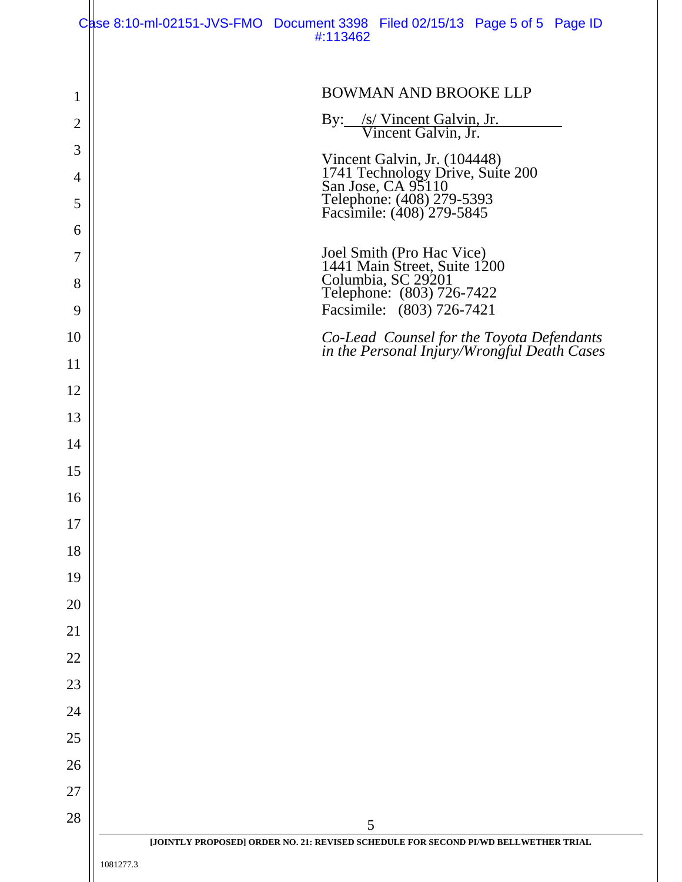BOWMAN AND BROOKE LLP

By: /s/ Vincent Galvin, Jr.
Vincent Galvin, Jr.

Vincent Galvin, Jr. (104448)
1741 Technology Drive, Suite 200
San Jose, CA 95110
Telephone: (408) 279-5393
Facsimile: (408) 279-5845

Joel Smith (Pro Hac Vice)
1441 Main Street, Suite 1200
Columbia, SC 29201
Telephone: (803) 726-7422
Facsimile: (803) 726-7421

*Co-Lead Counsel for the Toyota Defendants in the Personal Injury/Wrongful Death Cases*